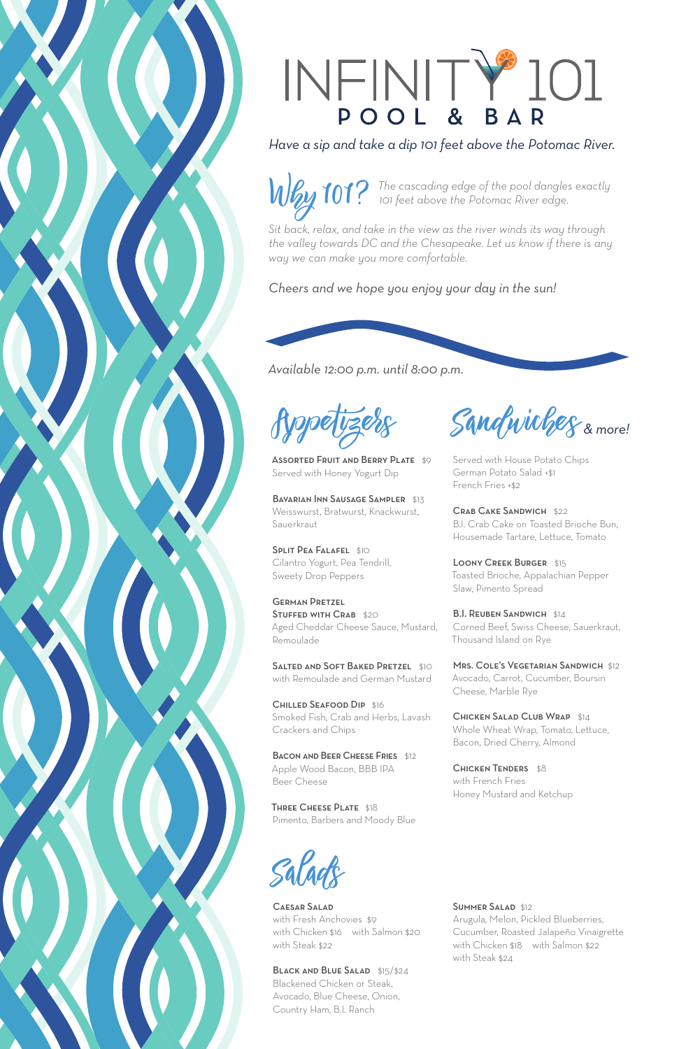# INFINITY 101
## POOL & BAR

*Have a sip and take a dip 101 feet above the Potomac River.*

**Why 101?** *The cascading edge of the pool dangles exactly 101 feet above the Potomac River edge.*

*Sit back, relax, and take in the view as the river winds its way through the valley towards DC and the Chesapeake. Let us know if there is any way we can make you more comfortable.*

*Cheers and we hope you enjoy your day in the sun!*

*Available 12:00 p.m. until 8:00 p.m.*

## Appetizers

**Assorted Fruit and Berry Plate** $9
Served with Honey Yogurt Dip

**Bavarian Inn Sausage Sampler** $13
Weisswurst, Bratwurst, Knackwurst, Sauerkraut

**Split Pea Falafel** $10
Cilantro Yogurt, Pea Tendrill, Sweety Drop Peppers

**German Pretzel Stuffed with Crab** $20
Aged Cheddar Cheese Sauce, Mustard, Remoulade

**Salted and Soft Baked Pretzel** $10
with Remoulade and German Mustard

**Chilled Seafood Dip** $16
Smoked Fish, Crab and Herbs, Lavash Crackers and Chips

**Bacon and Beer Cheese Fries** $12
Apple Wood Bacon, BBB IPA Beer Cheese

**Three Cheese Plate** $18
Pimento, Barbers and Moody Blue

## Sandwiches & more!

Served with House Potato Chips
German Potato Salad +$1
French Fries +$2

**Crab Cake Sandwich** $22
B.I. Crab Cake on Toasted Brioche Bun, Housemade Tartare, Lettuce, Tomato

**Loony Creek Burger** $15
Toasted Brioche, Appalachian Pepper Slaw, Pimento Spread

**B.I. Reuben Sandwich** $14
Corned Beef, Swiss Cheese, Sauerkraut, Thousand Island on Rye

**Mrs. Cole's Vegetarian Sandwich** $12
Avocado, Carrot, Cucumber, Boursin Cheese, Marble Rye

**Chicken Salad Club Wrap** $14
Whole Wheat Wrap, Tomato, Lettuce, Bacon, Dried Cherry, Almond

**Chicken Tenders** $8
with French Fries
Honey Mustard and Ketchup

## Salads

**Caesar Salad**
with Fresh Anchovies $9
with Chicken $16 with Salmon $20
with Steak $22

**Black and Blue Salad** $15/$24
Blackened Chicken or Steak, Avocado, Blue Cheese, Onion, Country Ham, B.I. Ranch

**Summer Salad** $12
Arugula, Melon, Pickled Blueberries, Cucumber, Roasted Jalapeño Vinaigrette
with Chicken $18 with Salmon $22
with Steak $24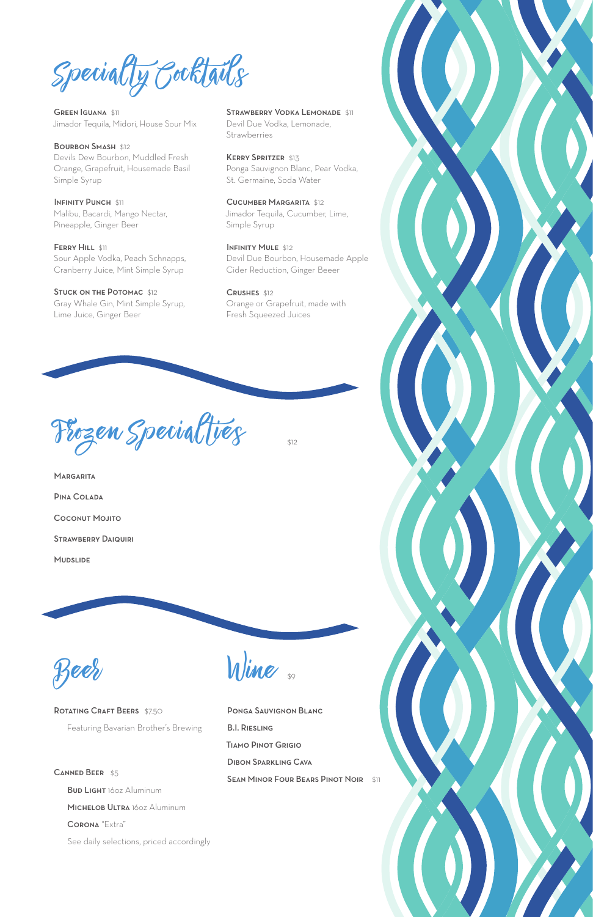# Specialty Cocktails

**Green Iguana** $11
Jimador Tequila, Midori, House Sour Mix

**Bourbon Smash** $12
Devils Dew Bourbon, Muddled Fresh Orange, Grapefruit, Housemade Basil Simple Syrup

**Infinity Punch** $11
Malibu, Bacardi, Mango Nectar, Pineapple, Ginger Beer

**Ferry Hill** $11
Sour Apple Vodka, Peach Schnapps, Cranberry Juice, Mint Simple Syrup

**Stuck on the Potomac** $12
Gray Whale Gin, Mint Simple Syrup, Lime Juice, Ginger Beer

**Strawberry Vodka Lemonade** $11
Devil Due Vodka, Lemonade, Strawberries

**Kerry Spritzer** $13
Ponga Sauvignon Blanc, Pear Vodka, St. Germaine, Soda Water

**Cucumber Margarita** $12
Jimador Tequila, Cucumber, Lime, Simple Syrup

**Infinity Mule** $12
Devil Due Bourbon, Housemade Apple Cider Reduction, Ginger Beeer

**Crushes** $12
Orange or Grapefruit, made with Fresh Squeezed Juices

# Frozen Specialties

$12

**Margarita**

**Pina Colada**

**Coconut Mojito**

**Strawberry Daiquiri**

**Mudslide**

# Beer

**Rotating Craft Beers** $7.50
Featuring Bavarian Brother's Brewing

**Canned Beer** $5
- **Bud Light** 16oz Aluminum
- **Michelob Ultra** 16oz Aluminum
- **Corona** "Extra"

See daily selections, priced accordingly

# Wine

$9

**Ponga Sauvignon Blanc**

**B.I. Riesling**

**Tiamo Pinot Grigio**

**Dibon Sparkling Cava**

**Sean Minor Four Bears Pinot Noir** $11